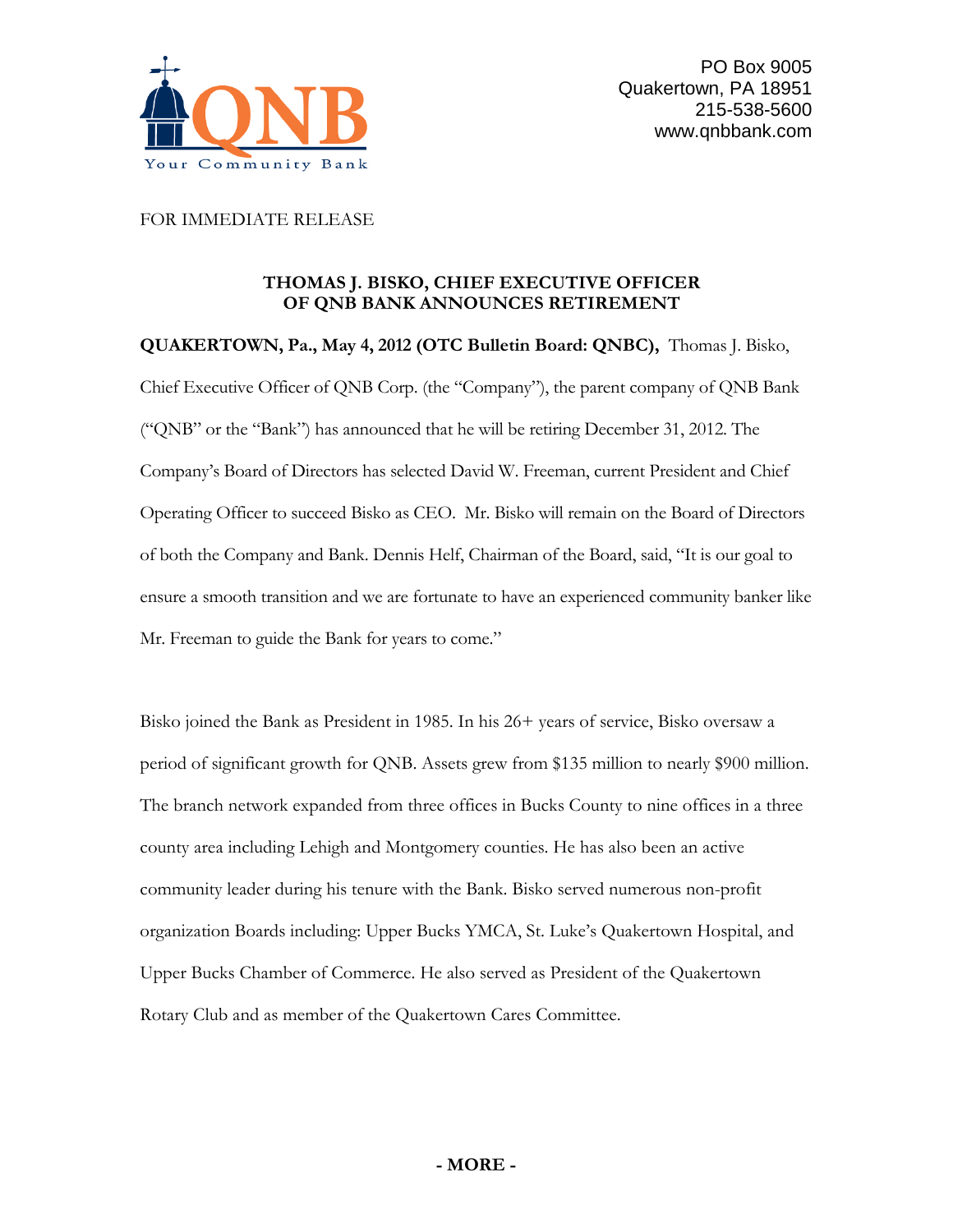QNB

Your Community Bank

PO Box 9005
Quakertown, PA 18951
215-538-5600
www.qnbbank.com

FOR IMMEDIATE RELEASE

## THOMAS J. BISKO, CHIEF EXECUTIVE OFFICER OF QNB BANK ANNOUNCES RETIREMENT

**QUAKERTOWN, Pa., May 4, 2012 (OTC Bulletin Board: QNBC),** Thomas J. Bisko, Chief Executive Officer of QNB Corp. (the "Company"), the parent company of QNB Bank ("QNB" or the "Bank") has announced that he will be retiring December 31, 2012. The Company's Board of Directors has selected David W. Freeman, current President and Chief Operating Officer to succeed Bisko as CEO. Mr. Bisko will remain on the Board of Directors of both the Company and Bank. Dennis Helf, Chairman of the Board, said, "It is our goal to ensure a smooth transition and we are fortunate to have an experienced community banker like Mr. Freeman to guide the Bank for years to come."

Bisko joined the Bank as President in 1985. In his 26+ years of service, Bisko oversaw a period of significant growth for QNB. Assets grew from $135 million to nearly $900 million. The branch network expanded from three offices in Bucks County to nine offices in a three county area including Lehigh and Montgomery counties. He has also been an active community leader during his tenure with the Bank. Bisko served numerous non-profit organization Boards including: Upper Bucks YMCA, St. Luke's Quakertown Hospital, and Upper Bucks Chamber of Commerce. He also served as President of the Quakertown Rotary Club and as member of the Quakertown Cares Committee.

**- MORE -**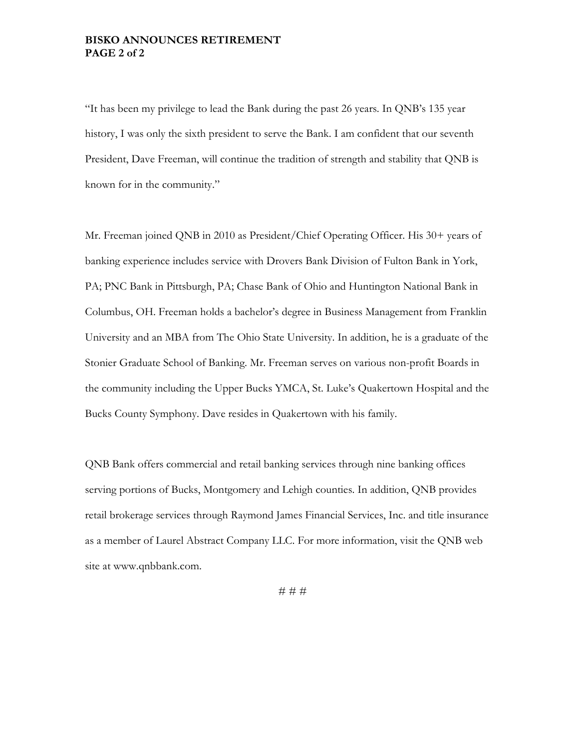"It has been my privilege to lead the Bank during the past 26 years. In QNB's 135 year history, I was only the sixth president to serve the Bank. I am confident that our seventh President, Dave Freeman, will continue the tradition of strength and stability that QNB is known for in the community."

Mr. Freeman joined QNB in 2010 as President/Chief Operating Officer. His 30+ years of banking experience includes service with Drovers Bank Division of Fulton Bank in York, PA; PNC Bank in Pittsburgh, PA; Chase Bank of Ohio and Huntington National Bank in Columbus, OH. Freeman holds a bachelor's degree in Business Management from Franklin University and an MBA from The Ohio State University. In addition, he is a graduate of the Stonier Graduate School of Banking. Mr. Freeman serves on various non-profit Boards in the community including the Upper Bucks YMCA, St. Luke's Quakertown Hospital and the Bucks County Symphony. Dave resides in Quakertown with his family.

QNB Bank offers commercial and retail banking services through nine banking offices serving portions of Bucks, Montgomery and Lehigh counties. In addition, QNB provides retail brokerage services through Raymond James Financial Services, Inc. and title insurance as a member of Laurel Abstract Company LLC. For more information, visit the QNB web site at www.qnbbank.com.

# # #